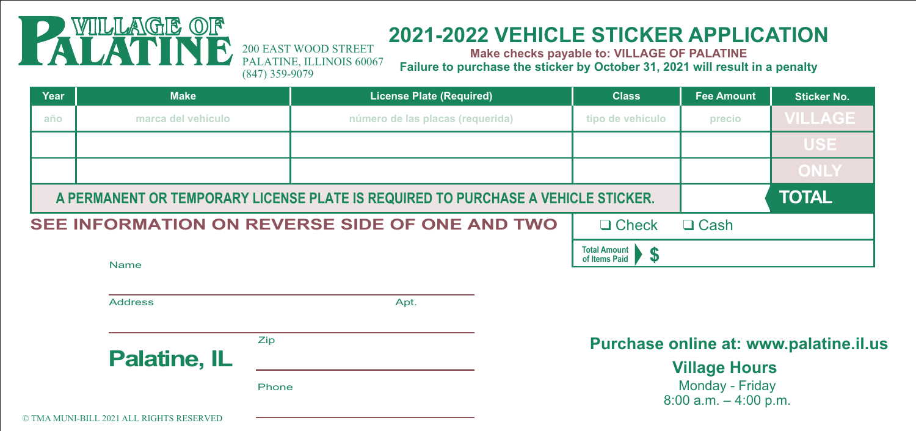# VILLAGE OF PALATINE

200 EAST WOOD STREET
PALATINE, ILLINOIS 60067
(847) 359-9079

## 2021-2022 VEHICLE STICKER APPLICATION

**Make checks payable to: VILLAGE OF PALATINE**

**Failure to purchase the sticker by October 31, 2021 will result in a penalty**

| Year | Make | License Plate (Required) | Class | Fee Amount | Sticker No. |
|---|---|---|---|---|---|
| año | marca del vehículo | número de las placas (requerida) | tipo de vehículo | precio | VILLAGE |
| | | | | | USE |
| | | | | | ONLY |
| A PERMANENT OR TEMPORARY LICENSE PLATE IS REQUIRED TO PURCHASE A VEHICLE STICKER. | | | | | TOTAL |

**SEE INFORMATION ON REVERSE SIDE OF ONE AND TWO**

☐ Check ☐ Cash

Total Amount of Items Paid $

Name

Address Apt.

**Palatine, IL** Zip

Phone

**Purchase online at: www.palatine.il.us**

**Village Hours**

Monday - Friday
8:00 a.m. – 4:00 p.m.

© TMA MUNI-BILL 2021 ALL RIGHTS RESERVED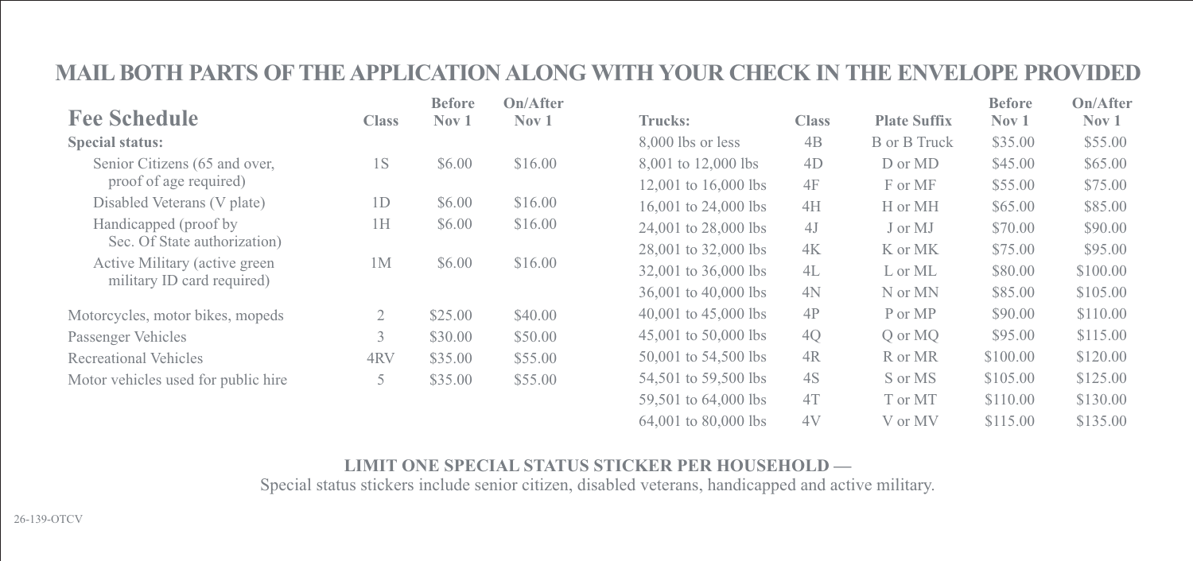## MAIL BOTH PARTS OF THE APPLICATION ALONG WITH YOUR CHECK IN THE ENVELOPE PROVIDED

| Fee Schedule | Class | Before Nov 1 | On/After Nov 1 |
|---|---|---|---|
| **Special status:** | | | |
| Senior Citizens (65 and over, proof of age required) | 1S | $6.00 | $16.00 |
| Disabled Veterans (V plate) | 1D | $6.00 | $16.00 |
| Handicapped (proof by Sec. Of State authorization) | 1H | $6.00 | $16.00 |
| Active Military (active green military ID card required) | 1M | $6.00 | $16.00 |
| Motorcycles, motor bikes, mopeds | 2 | $25.00 | $40.00 |
| Passenger Vehicles | 3 | $30.00 | $50.00 |
| Recreational Vehicles | 4RV | $35.00 | $55.00 |
| Motor vehicles used for public hire | 5 | $35.00 | $55.00 |

| Trucks: | Class | Plate Suffix | Before Nov 1 | On/After Nov 1 |
|---|---|---|---|---|
| 8,000 lbs or less | 4B | B or B Truck | $35.00 | $55.00 |
| 8,001 to 12,000 lbs | 4D | D or MD | $45.00 | $65.00 |
| 12,001 to 16,000 lbs | 4F | F or MF | $55.00 | $75.00 |
| 16,001 to 24,000 lbs | 4H | H or MH | $65.00 | $85.00 |
| 24,001 to 28,000 lbs | 4J | J or MJ | $70.00 | $90.00 |
| 28,001 to 32,000 lbs | 4K | K or MK | $75.00 | $95.00 |
| 32,001 to 36,000 lbs | 4L | L or ML | $80.00 | $100.00 |
| 36,001 to 40,000 lbs | 4N | N or MN | $85.00 | $105.00 |
| 40,001 to 45,000 lbs | 4P | P or MP | $90.00 | $110.00 |
| 45,001 to 50,000 lbs | 4Q | Q or MQ | $95.00 | $115.00 |
| 50,001 to 54,500 lbs | 4R | R or MR | $100.00 | $120.00 |
| 54,501 to 59,500 lbs | 4S | S or MS | $105.00 | $125.00 |
| 59,501 to 64,000 lbs | 4T | T or MT | $110.00 | $130.00 |
| 64,001 to 80,000 lbs | 4V | V or MV | $115.00 | $135.00 |

**LIMIT ONE SPECIAL STATUS STICKER PER HOUSEHOLD —**

Special status stickers include senior citizen, disabled veterans, handicapped and active military.

26-139-OTCV